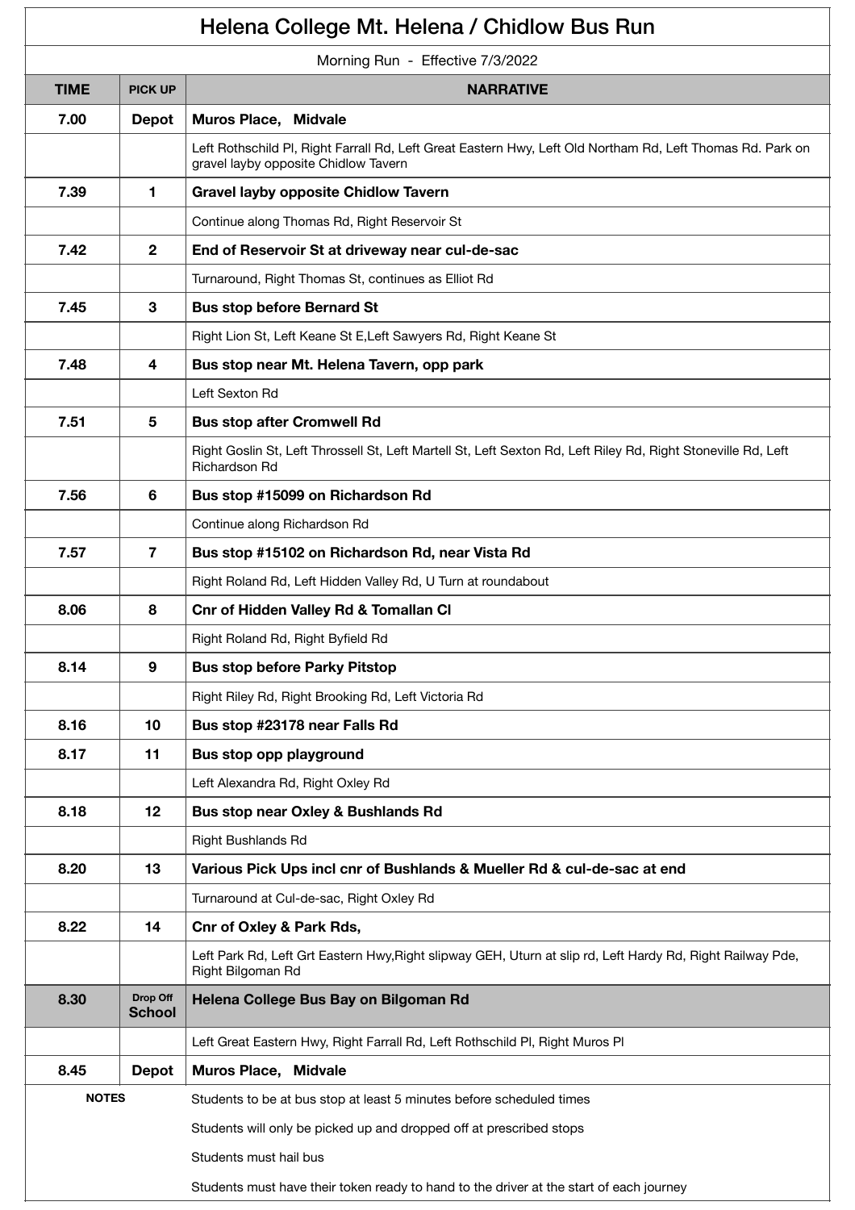# Helena College Mt. Helena / Chidlow Bus Run

Morning Run - Effective 7/3/2022

| TIME | PICK UP | NARRATIVE |
|---|---|---|
| **7.00** | **Depot** | **Muros Place, Midvale** |
| | | Left Rothschild Pl, Right Farrall Rd, Left Great Eastern Hwy, Left Old Northam Rd, Left Thomas Rd. Park on gravel layby opposite Chidlow Tavern |
| **7.39** | **1** | **Gravel layby opposite Chidlow Tavern** |
| | | Continue along Thomas Rd, Right Reservoir St |
| **7.42** | **2** | **End of Reservoir St at driveway near cul-de-sac** |
| | | Turnaround, Right Thomas St, continues as Elliot Rd |
| **7.45** | **3** | **Bus stop before Bernard St** |
| | | Right Lion St, Left Keane St E,Left Sawyers Rd, Right Keane St |
| **7.48** | **4** | **Bus stop near Mt. Helena Tavern, opp park** |
| | | Left Sexton Rd |
| **7.51** | **5** | **Bus stop after Cromwell Rd** |
| | | Right Goslin St, Left Throssell St, Left Martell St, Left Sexton Rd, Left Riley Rd, Right Stoneville Rd, Left Richardson Rd |
| **7.56** | **6** | **Bus stop #15099 on Richardson Rd** |
| | | Continue along Richardson Rd |
| **7.57** | **7** | **Bus stop #15102 on Richardson Rd, near Vista Rd** |
| | | Right Roland Rd, Left Hidden Valley Rd, U Turn at roundabout |
| **8.06** | **8** | **Cnr of Hidden Valley Rd & Tomallan Cl** |
| | | Right Roland Rd, Right Byfield Rd |
| **8.14** | **9** | **Bus stop before Parky Pitstop** |
| | | Right Riley Rd, Right Brooking Rd, Left Victoria Rd |
| **8.16** | **10** | **Bus stop #23178 near Falls Rd** |
| **8.17** | **11** | **Bus stop opp playground** |
| | | Left Alexandra Rd, Right Oxley Rd |
| **8.18** | **12** | **Bus stop near Oxley & Bushlands Rd** |
| | | Right Bushlands Rd |
| **8.20** | **13** | **Various Pick Ups incl cnr of Bushlands & Mueller Rd & cul-de-sac at end** |
| | | Turnaround at Cul-de-sac, Right Oxley Rd |
| **8.22** | **14** | **Cnr of Oxley & Park Rds,** |
| | | Left Park Rd, Left Grt Eastern Hwy,Right slipway GEH, Uturn at slip rd, Left Hardy Rd, Right Railway Pde, Right Bilgoman Rd |
| **8.30** | **Drop Off School** | **Helena College Bus Bay on Bilgoman Rd** |
| | | Left Great Eastern Hwy, Right Farrall Rd, Left Rothschild Pl, Right Muros Pl |
| **8.45** | **Depot** | **Muros Place, Midvale** |
| **NOTES** | | Students to be at bus stop at least 5 minutes before scheduled times |
| | | Students will only be picked up and dropped off at prescribed stops |
| | | Students must hail bus |
| | | Students must have their token ready to hand to the driver at the start of each journey |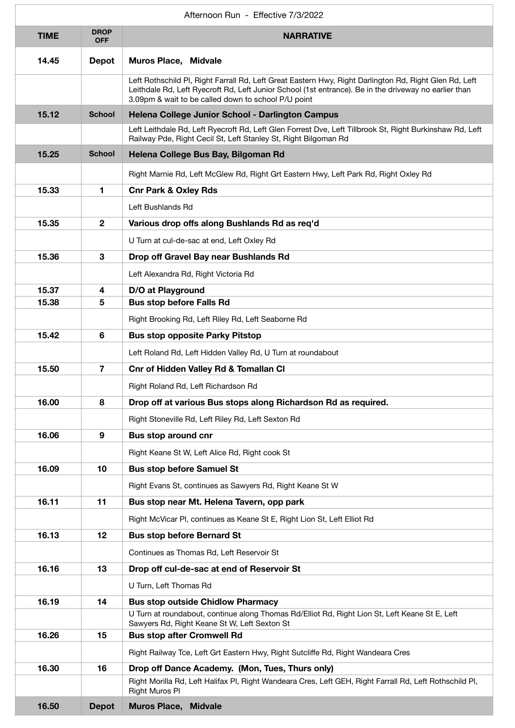# Afternoon Run - Effective 7/3/2022

| TIME | DROP OFF | NARRATIVE |
|---|---|---|
| 14.45 | Depot | **Muros Place, Midvale** |
| | | Left Rothschild Pl, Right Farrall Rd, Left Great Eastern Hwy, Right Darlington Rd, Right Glen Rd, Left Leithdale Rd, Left Ryecroft Rd, Left Junior School (1st entrance). Be in the driveway no earlier than 3.09pm & wait to be called down to school P/U point |
| 15.12 | School | **Helena College Junior School - Darlington Campus** |
| | | Left Leithdale Rd, Left Ryecroft Rd, Left Glen Forrest Dve, Left Tillbrook St, Right Burkinshaw Rd, Left Railway Pde, Right Cecil St, Left Stanley St, Right Bilgoman Rd |
| 15.25 | School | **Helena College Bus Bay, Bilgoman Rd** |
| | | Right Marnie Rd, Left McGlew Rd, Right Grt Eastern Hwy, Left Park Rd, Right Oxley Rd |
| 15.33 | 1 | **Cnr Park & Oxley Rds** |
| | | Left Bushlands Rd |
| 15.35 | 2 | **Various drop offs along Bushlands Rd as req'd** |
| | | U Turn at cul-de-sac at end, Left Oxley Rd |
| 15.36 | 3 | **Drop off Gravel Bay near Bushlands Rd** |
| | | Left Alexandra Rd, Right Victoria Rd |
| 15.37 | 4 | **D/O at Playground** |
| 15.38 | 5 | **Bus stop before Falls Rd** |
| | | Right Brooking Rd, Left Riley Rd, Left Seaborne Rd |
| 15.42 | 6 | **Bus stop opposite Parky Pitstop** |
| | | Left Roland Rd, Left Hidden Valley Rd, U Turn at roundabout |
| 15.50 | 7 | **Cnr of Hidden Valley Rd & Tomallan Cl** |
| | | Right Roland Rd, Left Richardson Rd |
| 16.00 | 8 | **Drop off at various Bus stops along Richardson Rd as required.** |
| | | Right Stoneville Rd, Left Riley Rd, Left Sexton Rd |
| 16.06 | 9 | **Bus stop around cnr** |
| | | Right Keane St W, Left Alice Rd, Right cook St |
| 16.09 | 10 | **Bus stop before Samuel St** |
| | | Right Evans St, continues as Sawyers Rd, Right Keane St W |
| 16.11 | 11 | **Bus stop near Mt. Helena Tavern, opp park** |
| | | Right McVicar Pl, continues as Keane St E, Right Lion St, Left Elliot Rd |
| 16.13 | 12 | **Bus stop before Bernard St** |
| | | Continues as Thomas Rd, Left Reservoir St |
| 16.16 | 13 | **Drop off cul-de-sac at end of Reservoir St** |
| | | U Turn, Left Thomas Rd |
| 16.19 | 14 | **Bus stop outside Chidlow Pharmacy** |
| | | U Turn at roundabout, continue along Thomas Rd/Elliot Rd, Right Lion St, Left Keane St E, Left Sawyers Rd, Right Keane St W, Left Sexton St |
| 16.26 | 15 | **Bus stop after Cromwell Rd** |
| | | Right Railway Tce, Left Grt Eastern Hwy, Right Sutcliffe Rd, Right Wandeara Cres |
| 16.30 | 16 | **Drop off Dance Academy. (Mon, Tues, Thurs only)** |
| | | Right Morilla Rd, Left Halifax Pl, Right Wandeara Cres, Left GEH, Right Farrall Rd, Left Rothschild Pl, Right Muros Pl |
| 16.50 | Depot | **Muros Place, Midvale** |